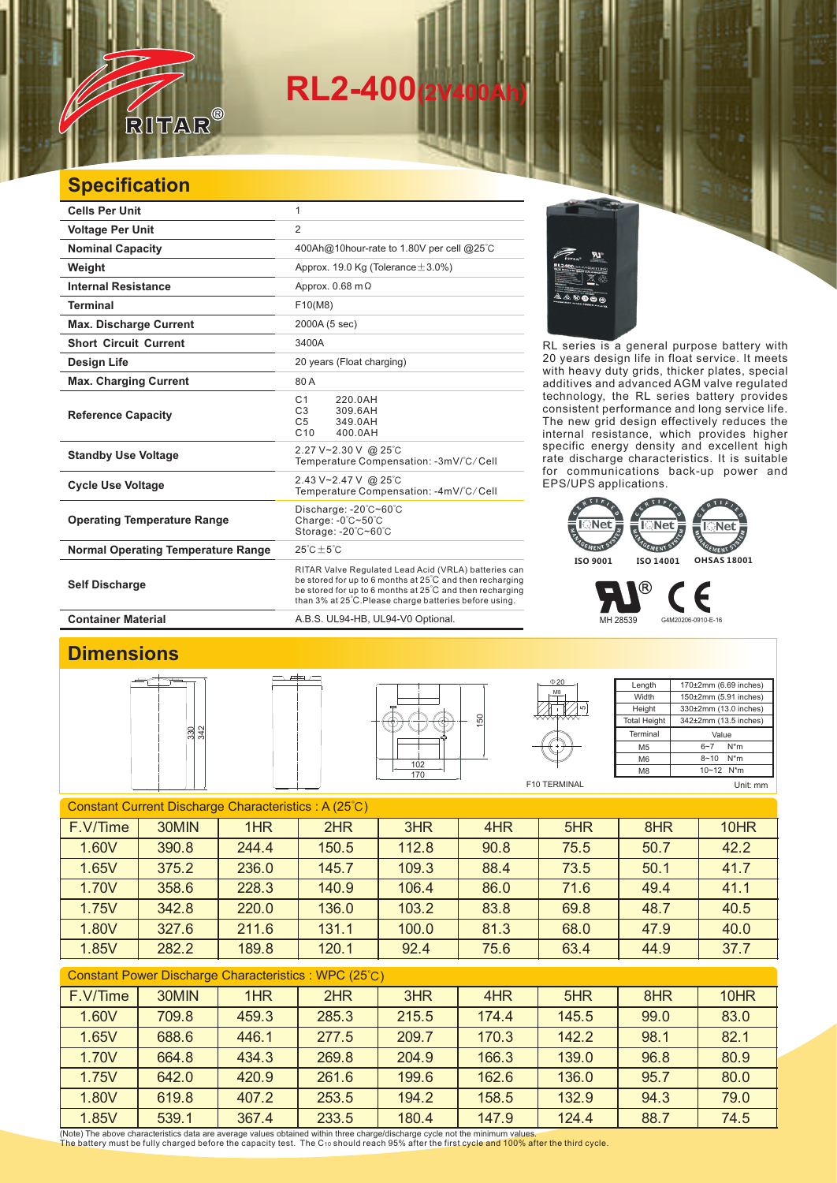RITAR®

# RL2-400(2V400Ah)

## Specification

| | |
|---|---|
| **Cells Per Unit** | 1 |
| **Voltage Per Unit** | 2 |
| **Nominal Capacity** | 400Ah@10hour-rate to 1.80V per cell @25℃ |
| **Weight** | Approx. 19.0 Kg (Tolerance±3.0%) |
| **Internal Resistance** | Approx. 0.68 mΩ |
| **Terminal** | F10(M8) |
| **Max. Discharge Current** | 2000A (5 sec) |
| **Short Circuit Current** | 3400A |
| **Design Life** | 20 years (Float charging) |
| **Max. Charging Current** | 80 A |
| **Reference Capacity** | C1 220.0AH<br>C3 309.6AH<br>C5 349.0AH<br>C10 400.0AH |
| **Standby Use Voltage** | 2.27 V~2.30 V @ 25℃<br>Temperature Compensation: -3mV/℃/Cell |
| **Cycle Use Voltage** | 2.43 V~2.47 V @ 25℃<br>Temperature Compensation: -4mV/℃/Cell |
| **Operating Temperature Range** | Discharge: -20℃~60℃<br>Charge: -0℃~50℃<br>Storage: -20℃~60℃ |
| **Normal Operating Temperature Range** | 25℃±5℃ |
| **Self Discharge** | RITAR Valve Regulated Lead Acid (VRLA) batteries can be stored for up to 6 months at 25℃ and then recharging be stored for up to 6 months at 25℃ and then recharging than 3% at 25℃.Please charge batteries before using. |
| **Container Material** | A.B.S. UL94-HB, UL94-V0 Optional. |

RL series is a general purpose battery with 20 years design life in float service. It meets with heavy duty grids, thicker plates, special additives and advanced AGM valve regulated technology, the RL series battery provides consistent performance and long service life. The new grid design effectively reduces the internal resistance, which provides higher specific energy density and excellent high rate discharge characteristics. It is suitable for communications back-up power and EPS/UPS applications.

ISO 9001 ISO 14001 OHSAS 18001

MH 28539 G4M20206-0910-E-16

## Dimensions

| | |
|---|---|
| Length | 170±2mm (6.69 inches) |
| Width | 150±2mm (5.91 inches) |
| Height | 330±2mm (13.0 inches) |
| Total Height | 342±2mm (13.5 inches) |

| Terminal | Value |
|---|---|
| M5 | 6~7 N*m |
| M6 | 8~10 N*m |
| M8 | 10~12 N*m |

F10 TERMINAL

Unit: mm

Constant Current Discharge Characteristics : A (25℃)

| F.V/Time | 30MIN | 1HR | 2HR | 3HR | 4HR | 5HR | 8HR | 10HR |
|---|---|---|---|---|---|---|---|---|
| 1.60V | 390.8 | 244.4 | 150.5 | 112.8 | 90.8 | 75.5 | 50.7 | 42.2 |
| 1.65V | 375.2 | 236.0 | 145.7 | 109.3 | 88.4 | 73.5 | 50.1 | 41.7 |
| 1.70V | 358.6 | 228.3 | 140.9 | 106.4 | 86.0 | 71.6 | 49.4 | 41.1 |
| 1.75V | 342.8 | 220.0 | 136.0 | 103.2 | 83.8 | 69.8 | 48.7 | 40.5 |
| 1.80V | 327.6 | 211.6 | 131.1 | 100.0 | 81.3 | 68.0 | 47.9 | 40.0 |
| 1.85V | 282.2 | 189.8 | 120.1 | 92.4 | 75.6 | 63.4 | 44.9 | 37.7 |

Constant Power Discharge Characteristics : WPC (25℃)

| F.V/Time | 30MIN | 1HR | 2HR | 3HR | 4HR | 5HR | 8HR | 10HR |
|---|---|---|---|---|---|---|---|---|
| 1.60V | 709.8 | 459.3 | 285.3 | 215.5 | 174.4 | 145.5 | 99.0 | 83.0 |
| 1.65V | 688.6 | 446.1 | 277.5 | 209.7 | 170.3 | 142.2 | 98.1 | 82.1 |
| 1.70V | 664.8 | 434.3 | 269.8 | 204.9 | 166.3 | 139.0 | 96.8 | 80.9 |
| 1.75V | 642.0 | 420.9 | 261.6 | 199.6 | 162.6 | 136.0 | 95.7 | 80.0 |
| 1.80V | 619.8 | 407.2 | 253.5 | 194.2 | 158.5 | 132.9 | 94.3 | 79.0 |
| 1.85V | 539.1 | 367.4 | 233.5 | 180.4 | 147.9 | 124.4 | 88.7 | 74.5 |

(Note) The above characteristics data are average values obtained within three charge/discharge cycle not the minimum values.
The battery must be fully charged before the capacity test. The $C_{10}$ should reach 95% after the first cycle and 100% after the third cycle.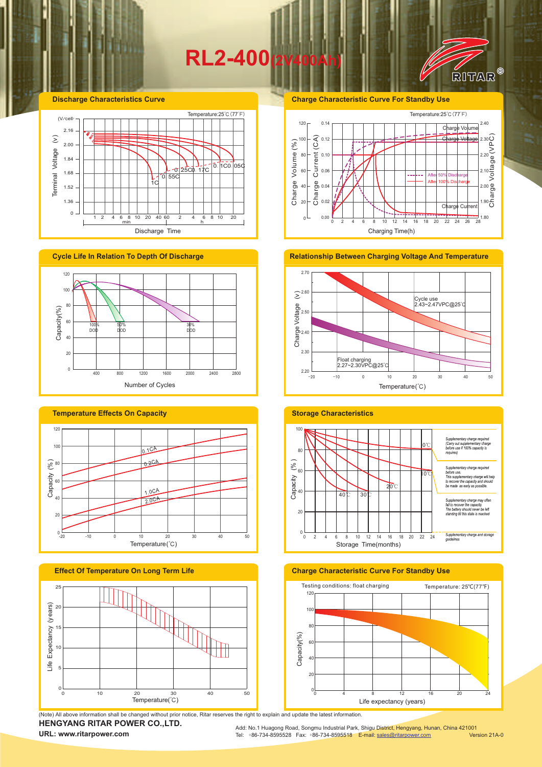# RL2-400(2V400Ah)

RITAR®

## Discharge Characteristics Curve

Temperature:25℃(77℉)

(V/cell)

Terminal Voltage (v)

2.16
2.00
1.84
1.68
1.52
1.36
0

1C
0.55C
0.25C
0.17C
0.1C
0.05C

1 2 4 6 8 10 20 40 60 min
2 4 6 8 10 20 h

Discharge Time

## Charge Characteristic Curve For Standby Use

Temperature:25℃(77℉)

Charge Volume (%)
Charge Current (CA)
Charge Voltage (VPC)

120 100 80 60 40 20 0
0.14 0.12 0.10 0.06 0.04 0.02 0.00
2.40 2.30 2.20 2.10 2.00 1.90 1.80

Charge Volume
Charge Voltage
After 50% Discharge
After 100% Discharge
Charge Current

0 2 4 6 8 10 12 14 16 18 20 22 24 26 28

Charging Time(h)

## Cycle Life In Relation To Depth Of Discharge

Capacity(%)

120 100 80 60 40 20 0

100% DOD
50% DOD
30% DOD

400 800 1200 1600 2000 2400 2800

Number of Cycles

## Relationship Between Charging Voltage And Temperature

Charge Voltage (v)

2.70 2.60 2.50 2.40 2.30 2.20

Cycle use
2.43~2.47VPC@25℃

Float charging
2.27~2.30VPC@25℃

−20 −10 0 10 20 30 40 50

Temperature(℃)

## Temperature Effects On Capacity

Capacity (%)

120 100 80 60 40 20 0

0.1CA
0.2CA
1.0CA
2.0CA

-20 -10 0 10 20 30 40 50

Temperature(℃)

## Storage Characteristics

Capacity (%)

100 80 60 40 20 0

0℃
10℃
20℃
30℃
40℃

0 2 4 6 8 10 12 14 16 18 20 22 24

Storage Time(months)

Supplementary charge required (Carry out supplementary charge before use if 100% capacity is requires)

Supplementary charge required before use. This supplementary charge will help to recover the capacity and should be made as early as possible.

Supplementary charge may often fail to recover the capacity. The battery should never be left standing till this state is reached

Supplementary charge and storage guidelines

## Effect Of Temperature On Long Term Life

Life Expectancy (years)

25 20 15 10 5 0

0 10 20 30 40 50

Temperature(℃)

## Charge Characteristic Curve For Standby Use

Testing conditions: float charging

Temperature: 25℃(77℉)

Capacity(%)

120 100 80 60 40 20 0

0 4 8 12 16 20 24

Life expectancy (years)

(Note) All above information shall be changed without prior notice, Ritar reserves the right to explain and update the latest information.

**HENGYANG RITAR POWER CO.,LTD.**

**URL: www.ritarpower.com**

Add: No.1 Huagong Road, Songmu Industrial Park, Shigu District, Hengyang, Hunan, China 421001

Tel: +86-734-8595528 Fax: +86-734-8595518 E-mail: sales@ritarpower.com

Version 21A-0